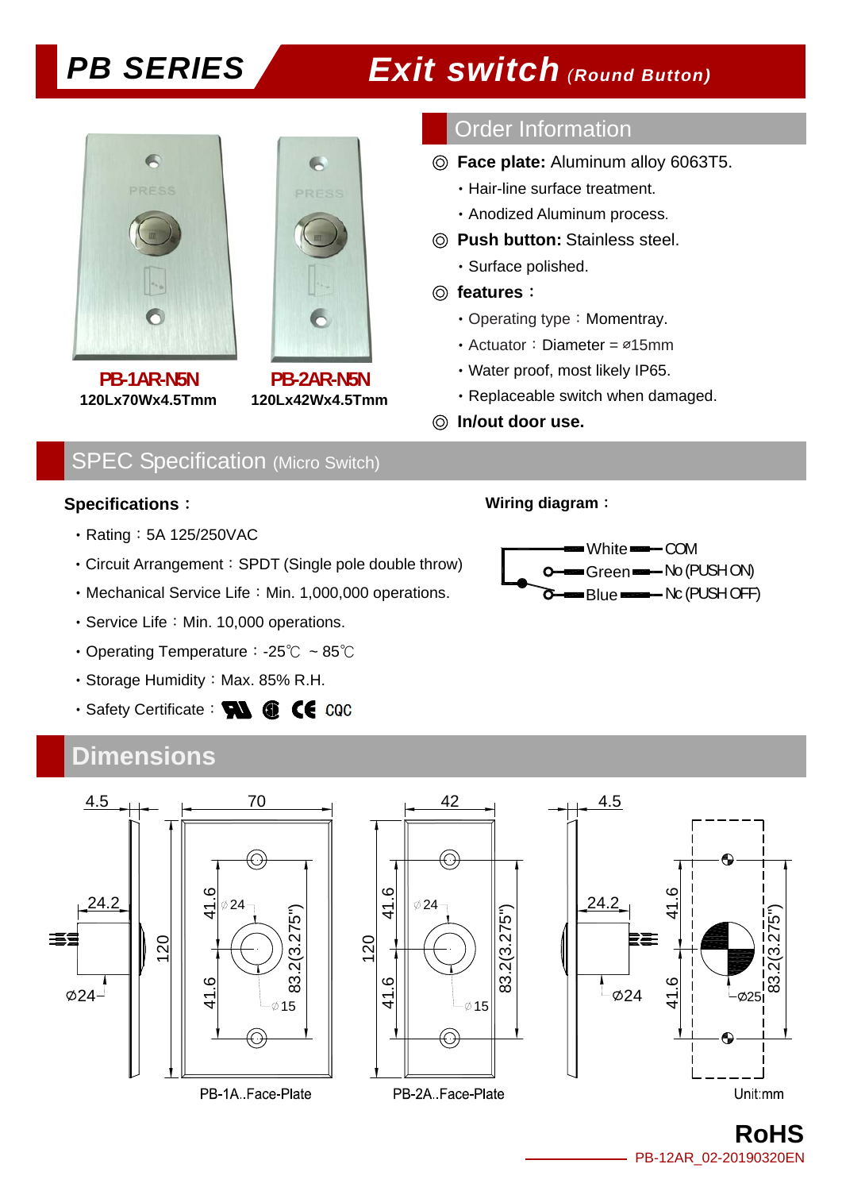# PB SERIES — Exit switch *(Round Button)*

**PB-1AR-N5N**
**120Lx70Wx4.5Tmm**

**PB-2AR-N5N**
**120Lx42Wx4.5Tmm**

## Order Information

◎ **Face plate:** Aluminum alloy 6063T5.

- Hair-line surface treatment.
- Anodized Aluminum process.

◎ **Push button:** Stainless steel.

- Surface polished.

◎ **features：**

- Operating type：Momentray.
- Actuator：Diameter = ⌀15mm
- Water proof, most likely IP65.
- Replaceable switch when damaged.

◎ **In/out door use.**

## SPEC Specification (Micro Switch)

**Specifications：**

- Rating：5A 125/250VAC
- Circuit Arrangement：SPDT (Single pole double throw)
- Mechanical Service Life：Min. 1,000,000 operations.
- Service Life：Min. 10,000 operations.
- Operating Temperature：-25℃ ~ 85℃
- Storage Humidity：Max. 85% R.H.
- Safety Certificate：UR, CE, CQC

**Wiring diagram：**

- White — COM
- Green — No (PUSH ON)
- Blue — Nc (PUSH OFF)

## Dimensions

PB-1A..Face-Plate: 70 x 120, thickness 4.5, hole spacing 41.6 / 41.6 (83.2 (3.275")), ⌀24, ⌀15, 24.2, ⌀24

PB-2A..Face-Plate: 42 x 120, thickness 4.5, hole spacing 41.6 / 41.6 (83.2 (3.275")), ⌀24, ⌀15, 24.2, ⌀24, ⌀25

Unit:mm

**RoHS**

PB-12AR_02-20190320EN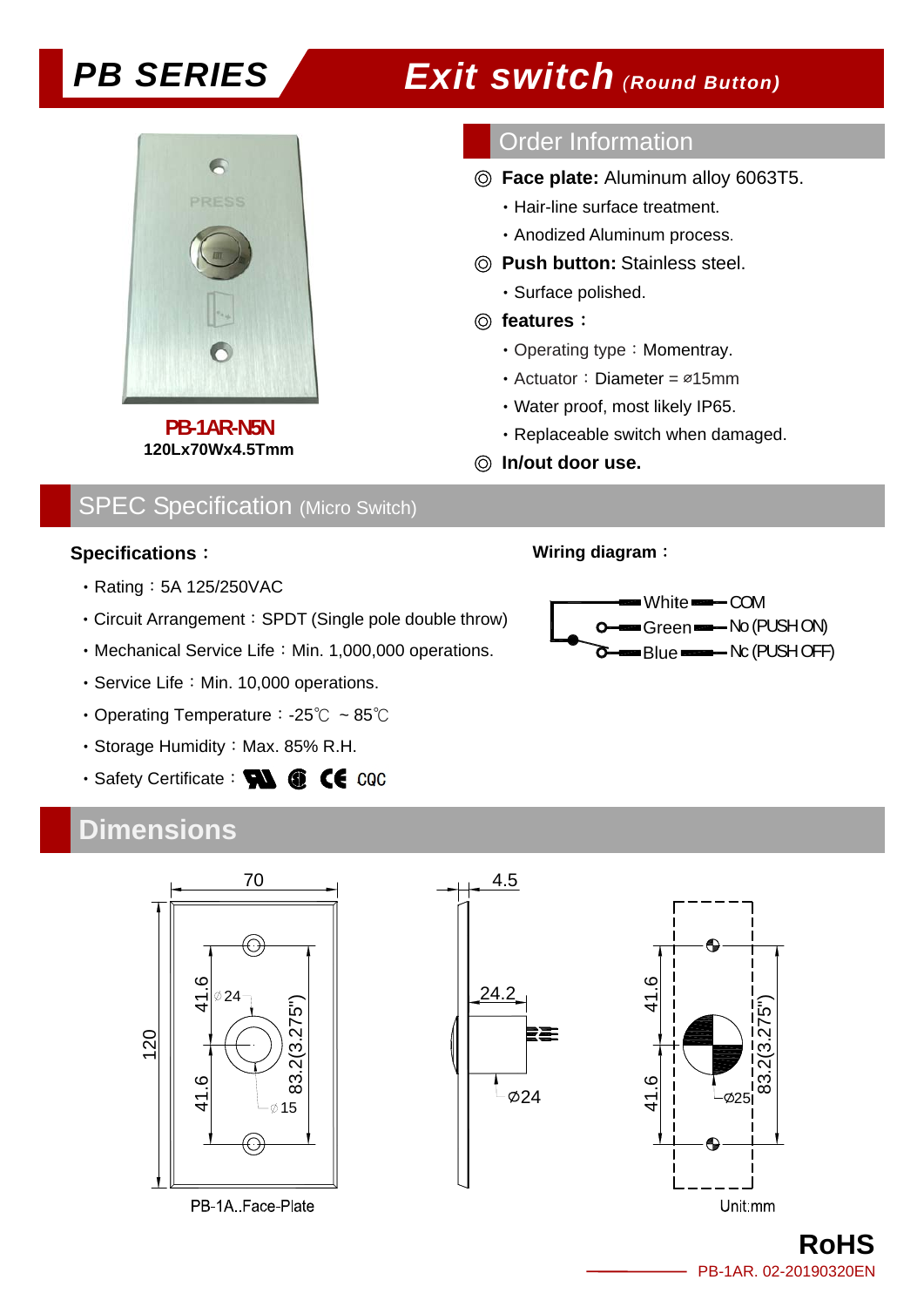# PB SERIES Exit switch *(Round Button)*

PB-1AR-N5N
120Lx70Wx4.5Tmm

## Order Information

◎ **Face plate:** Aluminum alloy 6063T5.
- Hair-line surface treatment.
- Anodized Aluminum process.

◎ **Push button:** Stainless steel.
- Surface polished.

◎ **features：**
- Operating type：Momentray.
- Actuator：Diameter = ⌀15mm
- Water proof, most likely IP65.
- Replaceable switch when damaged.

◎ **In/out door use.**

## SPEC Specification (Micro Switch)

**Specifications：**

- Rating：5A 125/250VAC
- Circuit Arrangement：SPDT (Single pole double throw)
- Mechanical Service Life：Min. 1,000,000 operations.
- Service Life：Min. 10,000 operations.
- Operating Temperature：-25℃ ~ 85℃
- Storage Humidity：Max. 85% R.H.
- Safety Certificate：UL CE CQC

**Wiring diagram：**

White — COM
Green — No (PUSH ON)
Blue — Nc (PUSH OFF)

## Dimensions

70, 120, 41.6, 41.6, ⌀24, ⌀15, 83.2(3.275")

PB-1A..Face-Plate

4.5, 24.2, ⌀24

41.6, 41.6, ⌀25, 83.2(3.275")

Unit:mm

**RoHS**

PB-1AR. 02-20190320EN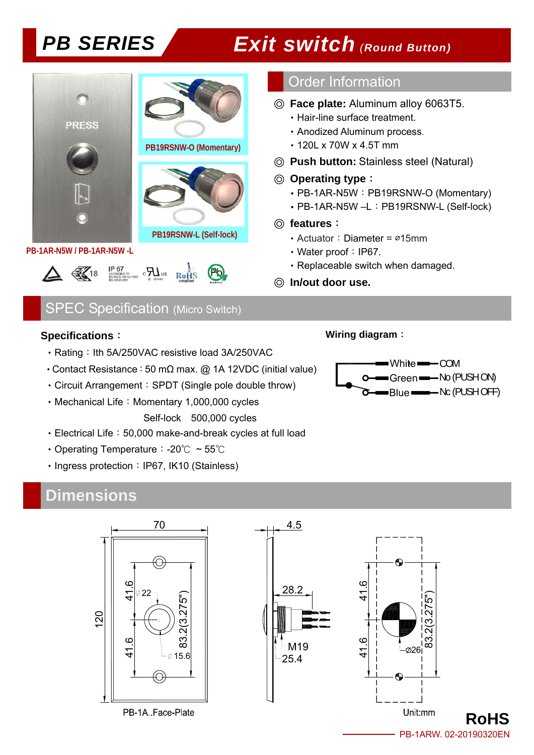# PB SERIES — Exit switch *(Round Button)*

PB19RSNW-O (Momentary)

PB19RSNW-L (Self-lock)

PB-1AR-N5W / PB-1AR-N5W -L

## Order Information

◎ **Face plate:** Aluminum alloy 6063T5.
- Hair-line surface treatment.
- Anodized Aluminum process.
- 120L x 70W x 4.5T mm

◎ **Push button:** Stainless steel (Natural)

◎ **Operating type：**
- PB-1AR-N5W：PB19RSNW-O (Momentary)
- PB-1AR-N5W –L：PB19RSNW-L (Self-lock)

◎ **features：**
- Actuator：Diameter = ⌀15mm
- Water proof：IP67.
- Replaceable switch when damaged.

◎ **In/out door use.**

## SPEC Specification (Micro Switch)

**Specifications：**

- Rating：Ith 5A/250VAC resistive load 3A/250VAC
- Contact Resistance：50 mΩ max. @ 1A 12VDC (initial value)
- Circuit Arrangement：SPDT (Single pole double throw)
- Mechanical Life：Momentary 1,000,000 cycles
  Self-lock 500,000 cycles
- Electrical Life：50,000 make-and-break cycles at full load
- Operating Temperature：-20℃ ~ 55℃
- Ingress protection：IP67, IK10 (Stainless)

**Wiring diagram：**

- White — COM
- Green — No (PUSH ON)
- Blue — Nc (PUSH OFF)

## Dimensions

PB-1A..Face-Plate

Unit:mm

RoHS

PB-1ARW. 02-20190320EN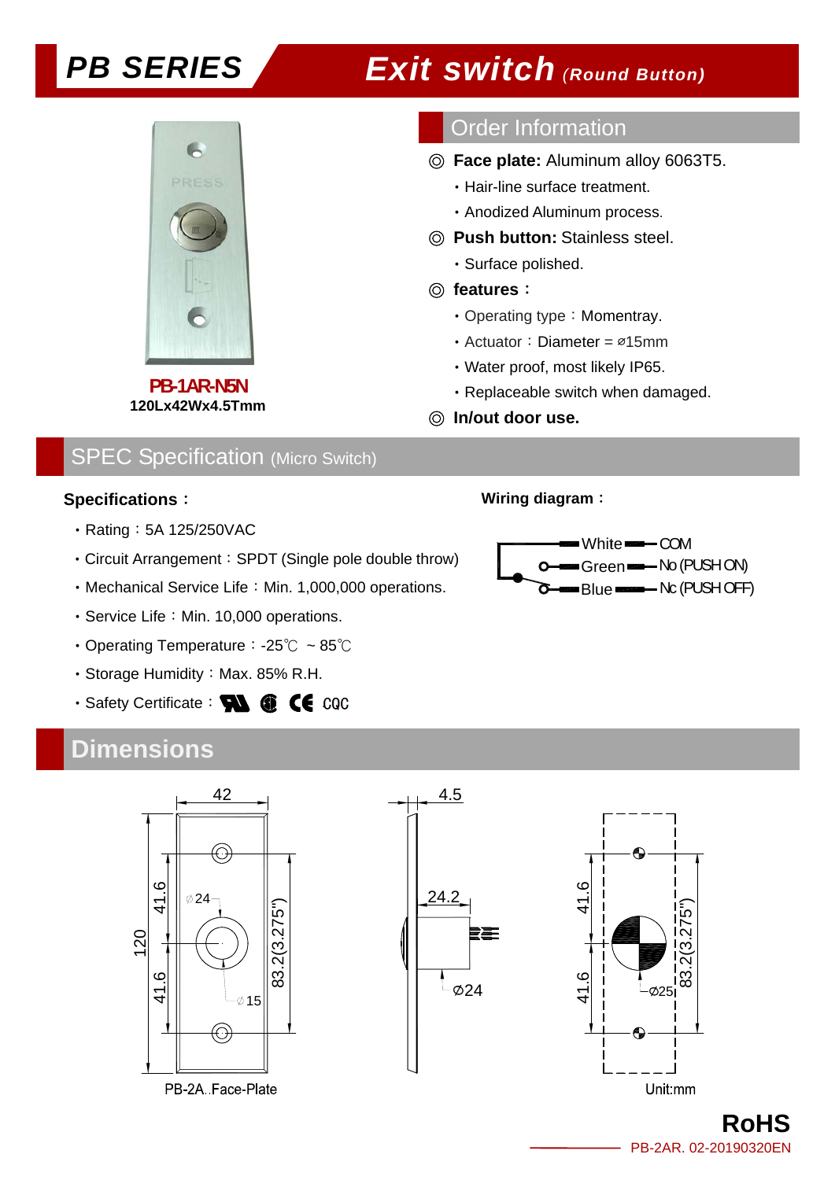# PB SERIES — Exit switch *(Round Button)*

**PB-1AR-N5N**
**120Lx42Wx4.5Tmm**

## Order Information

◎ **Face plate:** Aluminum alloy 6063T5.
- Hair-line surface treatment.
- Anodized Aluminum process.

◎ **Push button:** Stainless steel.
- Surface polished.

◎ **features：**
- Operating type：Momentray.
- Actuator：Diameter = ⌀15mm
- Water proof, most likely IP65.
- Replaceable switch when damaged.

◎ **In/out door use.**

## SPEC Specification (Micro Switch)

**Specifications：**

- Rating：5A 125/250VAC
- Circuit Arrangement：SPDT (Single pole double throw)
- Mechanical Service Life：Min. 1,000,000 operations.
- Service Life：Min. 10,000 operations.
- Operating Temperature：-25℃ ~ 85℃
- Storage Humidity：Max. 85% R.H.
- Safety Certificate：UL CE CQC

**Wiring diagram：**

White — COM
Green — No (PUSH ON)
Blue — Nc (PUSH OFF)

## Dimensions

42
120
41.6
41.6
⌀24
⌀15
83.2(3.275")
PB-2A..Face-Plate

4.5
24.2
⌀24

41.6
41.6
⌀25
83.2(3.275")
Unit:mm

**RoHS**
PB-2AR. 02-20190320EN